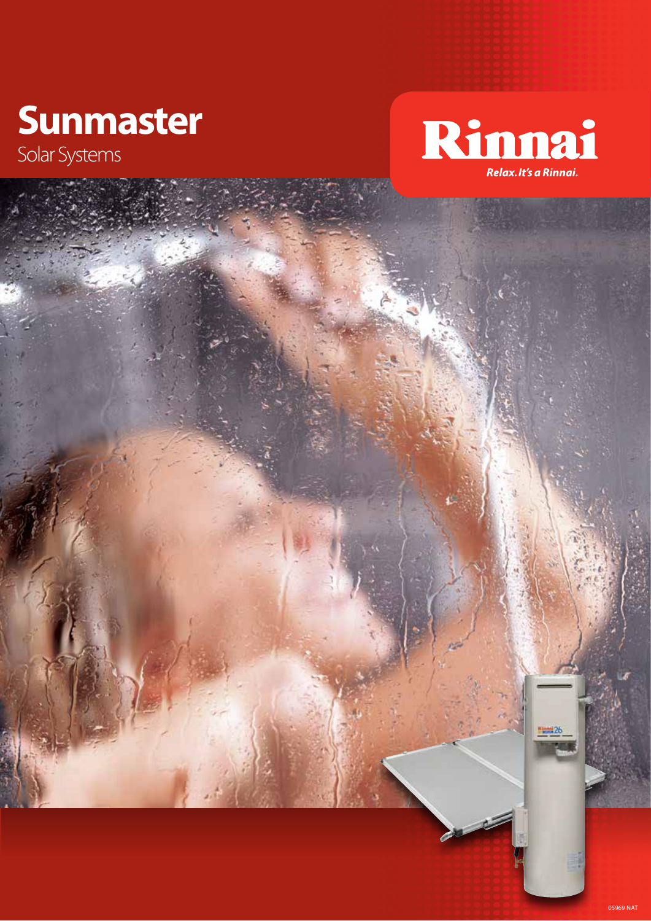# Sunmaster

Solar Systems

Rinnai

*Relax. It's a Rinnai.*

05969 NAT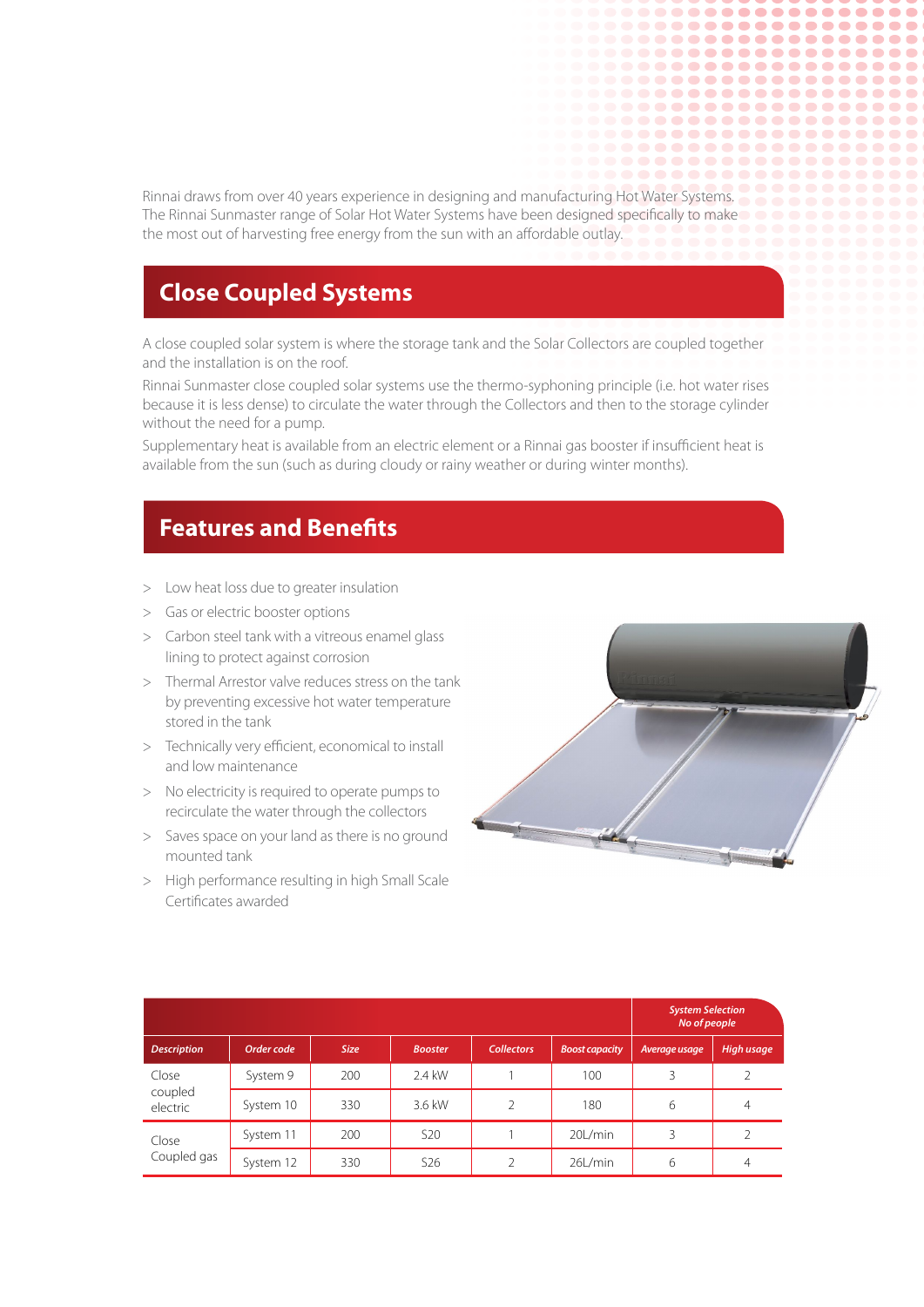Rinnai draws from over 40 years experience in designing and manufacturing Hot Water Systems. The Rinnai Sunmaster range of Solar Hot Water Systems have been designed specifically to make the most out of harvesting free energy from the sun with an affordable outlay.

## Close Coupled Systems

A close coupled solar system is where the storage tank and the Solar Collectors are coupled together and the installation is on the roof.

Rinnai Sunmaster close coupled solar systems use the thermo-syphoning principle (i.e. hot water rises because it is less dense) to circulate the water through the Collectors and then to the storage cylinder without the need for a pump.

Supplementary heat is available from an electric element or a Rinnai gas booster if insufficient heat is available from the sun (such as during cloudy or rainy weather or during winter months).

## Features and Benefits

> Low heat loss due to greater insulation
> Gas or electric booster options
> Carbon steel tank with a vitreous enamel glass lining to protect against corrosion
> Thermal Arrestor valve reduces stress on the tank by preventing excessive hot water temperature stored in the tank
> Technically very efficient, economical to install and low maintenance
> No electricity is required to operate pumps to recirculate the water through the collectors
> Saves space on your land as there is no ground mounted tank
> High performance resulting in high Small Scale Certificates awarded

| | | | | | | *System Selection No of people* | |
|---|---|---|---|---|---|---|---|
| ***Description*** | ***Order code*** | ***Size*** | ***Booster*** | ***Collectors*** | ***Boost capacity*** | ***Average usage*** | ***High usage*** |
| Close coupled electric | System 9 | 200 | 2.4 kW | 1 | 100 | 3 | 2 |
| | System 10 | 330 | 3.6 kW | 2 | 180 | 6 | 4 |
| Close Coupled gas | System 11 | 200 | S20 | 1 | 20L/min | 3 | 2 |
| | System 12 | 330 | S26 | 2 | 26L/min | 6 | 4 |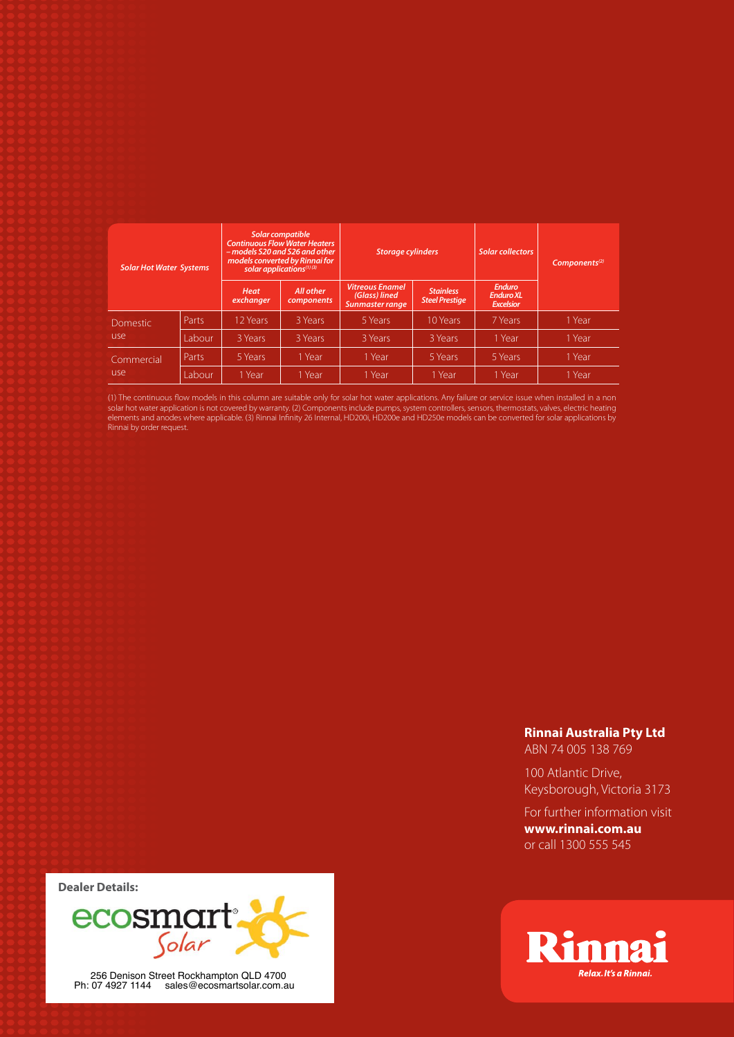| Solar Hot Water Systems | | Solar compatible Continuous Flow Water Heaters – models S20 and S26 and other models converted by Rinnai for solar applications[(1)(3)] | | Storage cylinders | | Solar collectors | Components[(2)] |
|---|---|---|---|---|---|---|---|
| | | Heat exchanger | All other components | Vitreous Enamel (Glass) lined Sunmaster range | Stainless Steel Prestige | Enduro Enduro XL Excelsior | |
| Domestic use | Parts | 12 Years | 3 Years | 5 Years | 10 Years | 7 Years | 1 Year |
| | Labour | 3 Years | 3 Years | 3 Years | 3 Years | 1 Year | 1 Year |
| Commercial use | Parts | 5 Years | 1 Year | 1 Year | 5 Years | 5 Years | 1 Year |
| | Labour | 1 Year | 1 Year | 1 Year | 1 Year | 1 Year | 1 Year |

(1) The continuous flow models in this column are suitable only for solar hot water applications. Any failure or service issue when installed in a non solar hot water application is not covered by warranty. (2) Components include pumps, system controllers, sensors, thermostats, valves, electric heating elements and anodes where applicable. (3) Rinnai Infinity 26 Internal, HD200i, HD200e and HD250e models can be converted for solar applications by Rinnai by order request.

**Rinnai Australia Pty Ltd**
ABN 74 005 138 769

100 Atlantic Drive,
Keysborough, Victoria 3173

For further information visit
**www.rinnai.com.au**
or call 1300 555 545

**Dealer Details:**

ecosmart Solar

256 Denison Street Rockhampton QLD 4700
Ph: 07 4927 1144 sales@ecosmartsolar.com.au

Rinnai
*Relax. It's a Rinnai.*